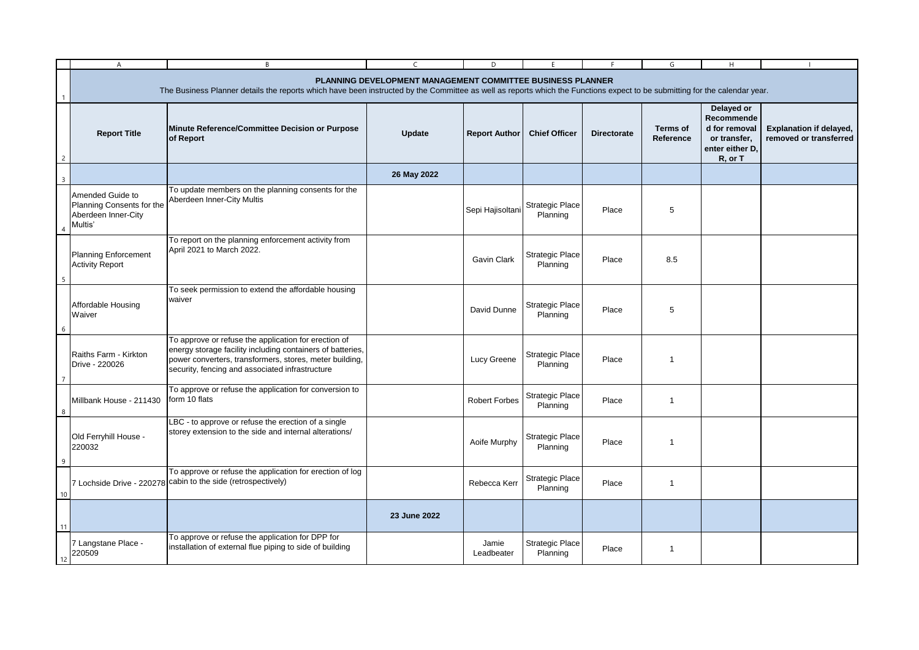# PLANNING DEVELOPMENT MANAGEMENT COMMITTEE BUSINESS PLANNER

The Business Planner details the reports which have been instructed by the Committee as well as reports which the Functions expect to be submitting for the calendar year.

| Report Title | Minute Reference/Committee Decision or Purpose of Report | Update | Report Author | Chief Officer | Directorate | Terms of Reference | Delayed or Recommended for removal or transfer, enter either D, R, or T | Explanation if delayed, removed or transferred |
|---|---|---|---|---|---|---|---|---|
| | | **26 May 2022** | | | | | | |
| Amended Guide to Planning Consents for the Aberdeen Inner-City Multis' | To update members on the planning consents for the Aberdeen Inner-City Multis | | Sepi Hajisoltani | Strategic Place Planning | Place | 5 | | |
| Planning Enforcement Activity Report | To report on the planning enforcement activity from April 2021 to March 2022. | | Gavin Clark | Strategic Place Planning | Place | 8.5 | | |
| Affordable Housing Waiver | To seek permission to extend the affordable housing waiver | | David Dunne | Strategic Place Planning | Place | 5 | | |
| Raiths Farm - Kirkton Drive - 220026 | To approve or refuse the application for erection of energy storage facility including containers of batteries, power converters, transformers, stores, meter building, security, fencing and associated infrastructure | | Lucy Greene | Strategic Place Planning | Place | 1 | | |
| Millbank House - 211430 | To approve or refuse the application for conversion to form 10 flats | | Robert Forbes | Strategic Place Planning | Place | 1 | | |
| Old Ferryhill House - 220032 | LBC - to approve or refuse the erection of a single storey extension to the side and internal alterations/ | | Aoife Murphy | Strategic Place Planning | Place | 1 | | |
| 7 Lochside Drive - 220278 | To approve or refuse the application for erection of log cabin to the side (retrospectively) | | Rebecca Kerr | Strategic Place Planning | Place | 1 | | |
| | | **23 June 2022** | | | | | | |
| 7 Langstane Place - 220509 | To approve or refuse the application for DPP for installation of external flue piping to side of building | | Jamie Leadbeater | Strategic Place Planning | Place | 1 | | |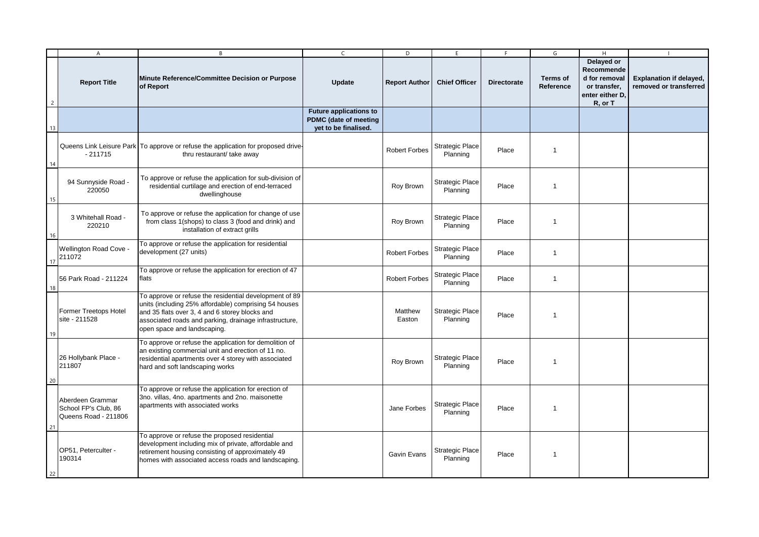| Report Title | Minute Reference/Committee Decision or Purpose of Report | Update | Report Author | Chief Officer | Directorate | Terms of Reference | Delayed or Recommended for removal or transfer, enter either D, R, or T | Explanation if delayed, removed or transferred |
|---|---|---|---|---|---|---|---|---|
| | | **Future applications to PDMC (date of meeting yet to be finalised.** | | | | | | |
| Queens Link Leisure Park - 211715 | To approve or refuse the application for proposed drive-thru restaurant/ take away | | Robert Forbes | Strategic Place Planning | Place | 1 | | |
| 94 Sunnyside Road - 220050 | To approve or refuse the application for sub-division of residential curtilage and erection of end-terraced dwellinghouse | | Roy Brown | Strategic Place Planning | Place | 1 | | |
| 3 Whitehall Road - 220210 | To approve or refuse the application for change of use from class 1(shops) to class 3 (food and drink) and installation of extract grills | | Roy Brown | Strategic Place Planning | Place | 1 | | |
| Wellington Road Cove - 211072 | To approve or refuse the application for residential development (27 units) | | Robert Forbes | Strategic Place Planning | Place | 1 | | |
| 56 Park Road - 211224 | To approve or refuse the application for erection of 47 flats | | Robert Forbes | Strategic Place Planning | Place | 1 | | |
| Former Treetops Hotel site - 211528 | To approve or refuse the residential development of 89 units (including 25% affordable) comprising 54 houses and 35 flats over 3, 4 and 6 storey blocks and associated roads and parking, drainage infrastructure, open space and landscaping. | | Matthew Easton | Strategic Place Planning | Place | 1 | | |
| 26 Hollybank Place - 211807 | To approve or refuse the application for demolition of an existing commercial unit and erection of 11 no. residential apartments over 4 storey with associated hard and soft landscaping works | | Roy Brown | Strategic Place Planning | Place | 1 | | |
| Aberdeen Grammar School FP's Club, 86 Queens Road - 211806 | To approve or refuse the application for erection of 3no. villas, 4no. apartments and 2no. maisonette apartments with associated works | | Jane Forbes | Strategic Place Planning | Place | 1 | | |
| OP51, Peterculter - 190314 | To approve or refuse the proposed residential development including mix of private, affordable and retirement housing consisting of approximately 49 homes with associated access roads and landscaping. | | Gavin Evans | Strategic Place Planning | Place | 1 | | |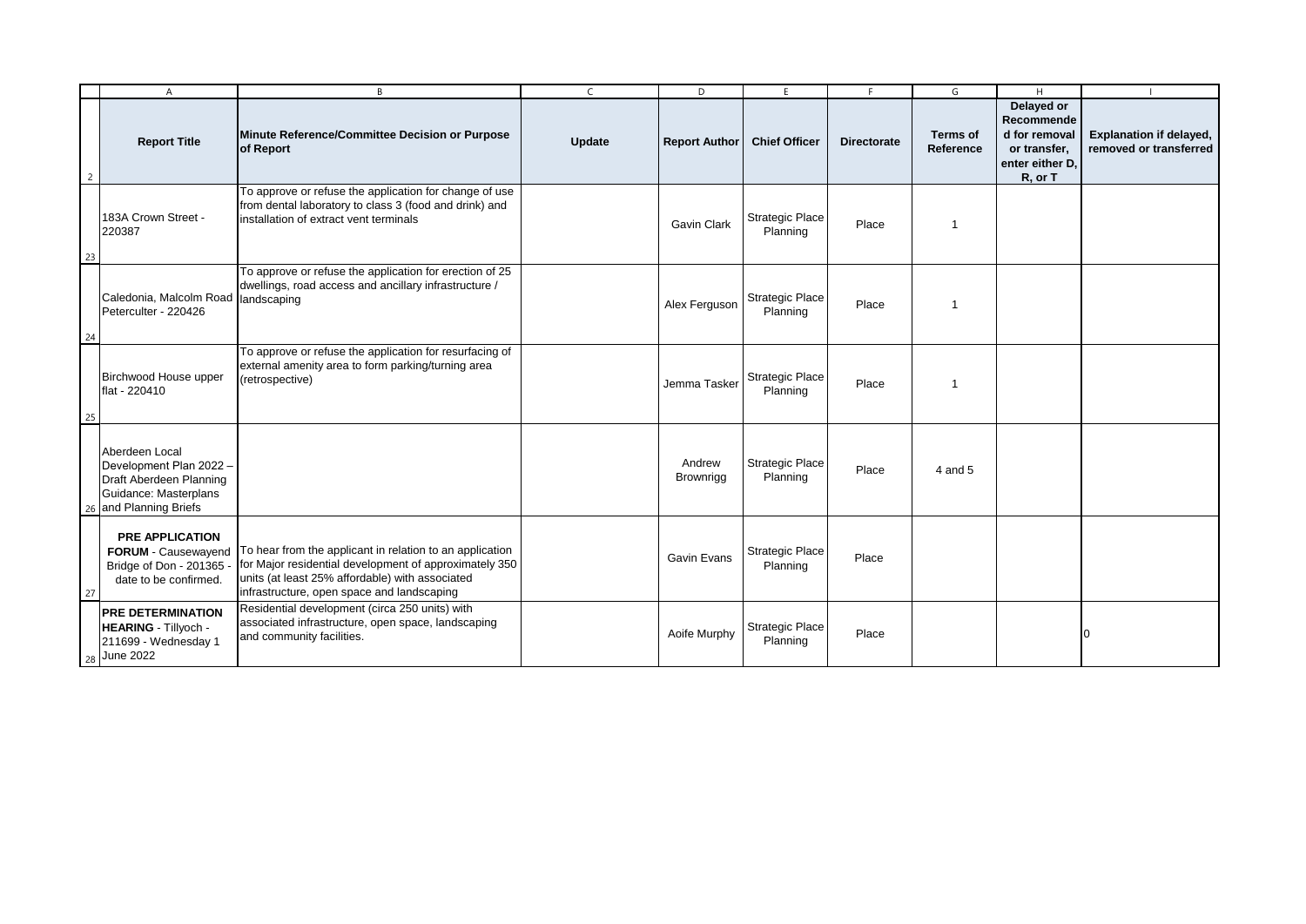| Report Title | Minute Reference/Committee Decision or Purpose of Report | Update | Report Author | Chief Officer | Directorate | Terms of Reference | Delayed or Recommended for removal or transfer, enter either D, R, or T | Explanation if delayed, removed or transferred |
|---|---|---|---|---|---|---|---|---|
| 183A Crown Street - 220387 | To approve or refuse the application for change of use from dental laboratory to class 3 (food and drink) and installation of extract vent terminals | | Gavin Clark | Strategic Place Planning | Place | 1 | | |
| Caledonia, Malcolm Road Peterculter - 220426 | To approve or refuse the application for erection of 25 dwellings, road access and ancillary infrastructure / landscaping | | Alex Ferguson | Strategic Place Planning | Place | 1 | | |
| Birchwood House upper flat - 220410 | To approve or refuse the application for resurfacing of external amenity area to form parking/turning area (retrospective) | | Jemma Tasker | Strategic Place Planning | Place | 1 | | |
| Aberdeen Local Development Plan 2022 – Draft Aberdeen Planning Guidance: Masterplans and Planning Briefs | | | Andrew Brownrigg | Strategic Place Planning | Place | 4 and 5 | | |
| **PRE APPLICATION FORUM** - Causewayend Bridge of Don - 201365 - date to be confirmed. | To hear from the applicant in relation to an application for Major residential development of approximately 350 units (at least 25% affordable) with associated infrastructure, open space and landscaping | | Gavin Evans | Strategic Place Planning | Place | | | |
| **PRE DETERMINATION HEARING** - Tillyoch - 211699 - Wednesday 1 June 2022 | Residential development (circa 250 units) with associated infrastructure, open space, landscaping and community facilities. | | Aoife Murphy | Strategic Place Planning | Place | | | 0 |